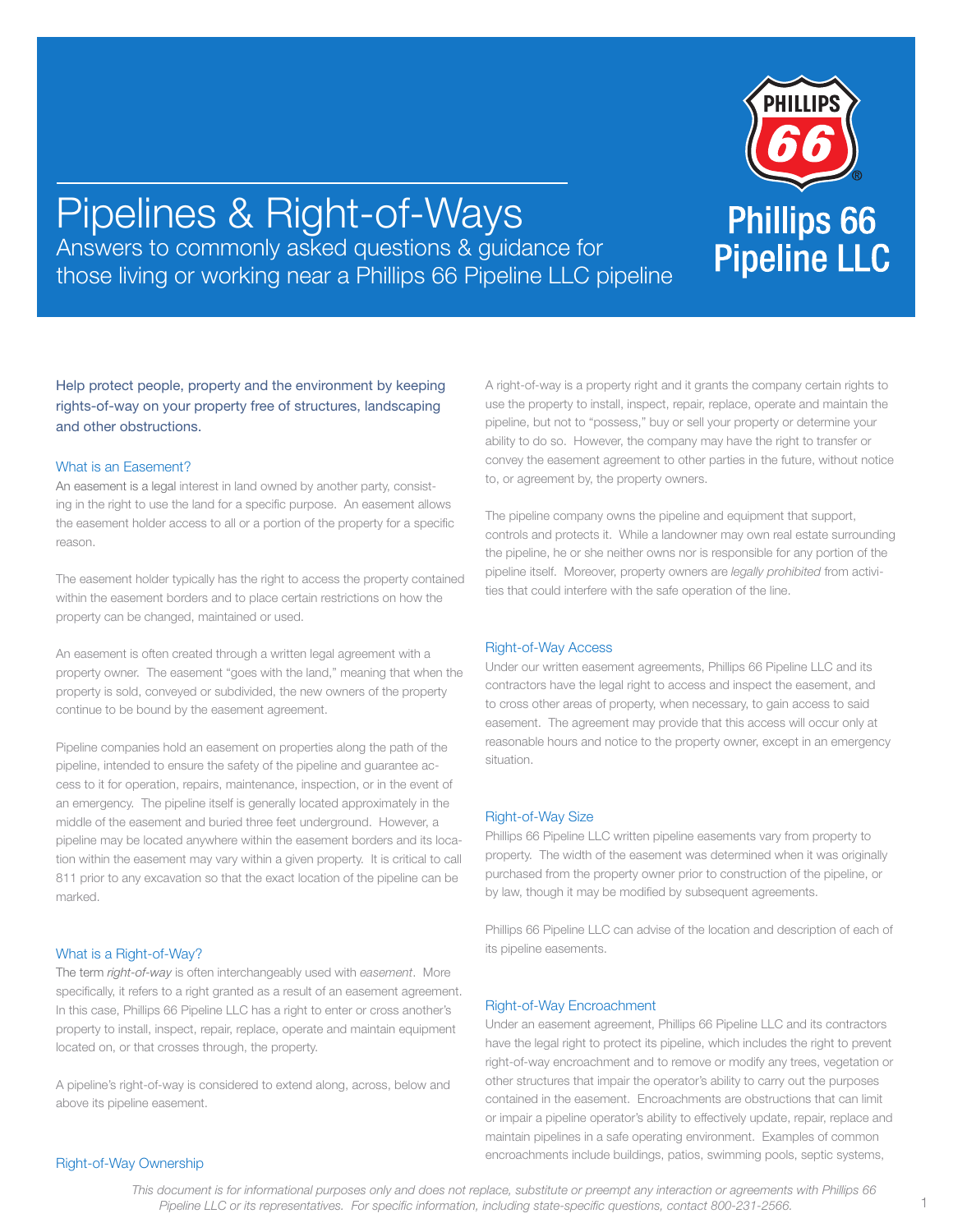# Pipelines & Right-of-Ways

Answers to commonly asked questions & guidance for those living or working near a Phillips 66 Pipeline LLC pipeline

Phillips 66 Pipeline LLC

Help protect people, property and the environment by keeping rights-of-way on your property free of structures, landscaping and other obstructions.

## What is an Easement?

An easement is a legal interest in land owned by another party, consisting in the right to use the land for a specific purpose. An easement allows the easement holder access to all or a portion of the property for a specific reason.

The easement holder typically has the right to access the property contained within the easement borders and to place certain restrictions on how the property can be changed, maintained or used.

An easement is often created through a written legal agreement with a property owner. The easement "goes with the land," meaning that when the property is sold, conveyed or subdivided, the new owners of the property continue to be bound by the easement agreement.

Pipeline companies hold an easement on properties along the path of the pipeline, intended to ensure the safety of the pipeline and guarantee access to it for operation, repairs, maintenance, inspection, or in the event of an emergency. The pipeline itself is generally located approximately in the middle of the easement and buried three feet underground. However, a pipeline may be located anywhere within the easement borders and its location within the easement may vary within a given property. It is critical to call 811 prior to any excavation so that the exact location of the pipeline can be marked.

## What is a Right-of-Way?

The term *right-of-way* is often interchangeably used with *easement*. More specifically, it refers to a right granted as a result of an easement agreement. In this case, Phillips 66 Pipeline LLC has a right to enter or cross another's property to install, inspect, repair, replace, operate and maintain equipment located on, or that crosses through, the property.

A pipeline's right-of-way is considered to extend along, across, below and above its pipeline easement.

## Right-of-Way Ownership

A right-of-way is a property right and it grants the company certain rights to use the property to install, inspect, repair, replace, operate and maintain the pipeline, but not to "possess," buy or sell your property or determine your ability to do so. However, the company may have the right to transfer or convey the easement agreement to other parties in the future, without notice to, or agreement by, the property owners.

The pipeline company owns the pipeline and equipment that support, controls and protects it. While a landowner may own real estate surrounding the pipeline, he or she neither owns nor is responsible for any portion of the pipeline itself. Moreover, property owners are *legally prohibited* from activities that could interfere with the safe operation of the line.

## Right-of-Way Access

Under our written easement agreements, Phillips 66 Pipeline LLC and its contractors have the legal right to access and inspect the easement, and to cross other areas of property, when necessary, to gain access to said easement. The agreement may provide that this access will occur only at reasonable hours and notice to the property owner, except in an emergency situation.

## Right-of-Way Size

Phillips 66 Pipeline LLC written pipeline easements vary from property to property. The width of the easement was determined when it was originally purchased from the property owner prior to construction of the pipeline, or by law, though it may be modified by subsequent agreements.

Phillips 66 Pipeline LLC can advise of the location and description of each of its pipeline easements.

## Right-of-Way Encroachment

Under an easement agreement, Phillips 66 Pipeline LLC and its contractors have the legal right to protect its pipeline, which includes the right to prevent right-of-way encroachment and to remove or modify any trees, vegetation or other structures that impair the operator's ability to carry out the purposes contained in the easement. Encroachments are obstructions that can limit or impair a pipeline operator's ability to effectively update, repair, replace and maintain pipelines in a safe operating environment. Examples of common encroachments include buildings, patios, swimming pools, septic systems,

*This document is for informational purposes only and does not replace, substitute or preempt any interaction or agreements with Phillips 66 Pipeline LLC or its representatives. For specific information, including state-specific questions, contact 800-231-2566.*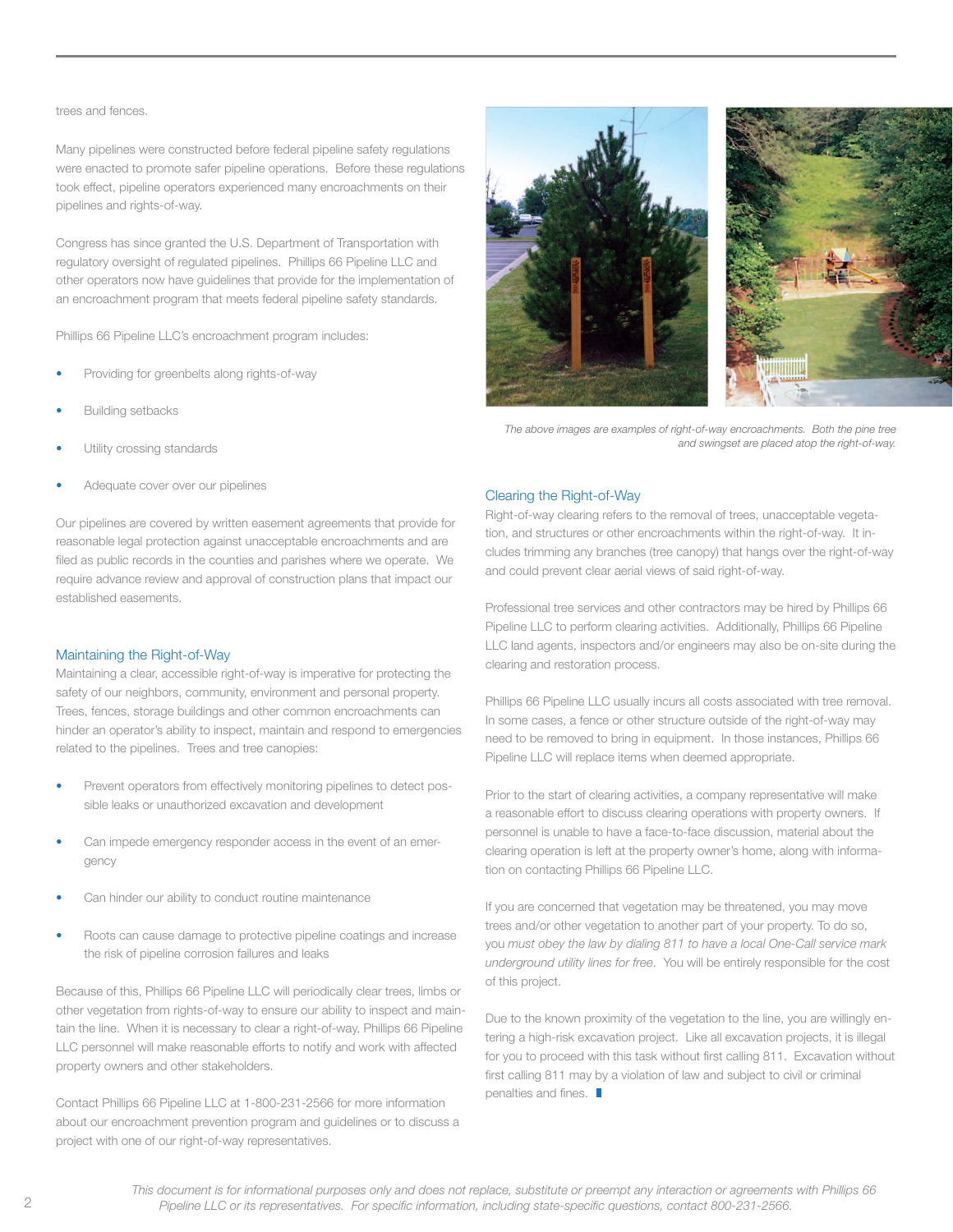trees and fences.

Many pipelines were constructed before federal pipeline safety regulations were enacted to promote safer pipeline operations. Before these regulations took effect, pipeline operators experienced many encroachments on their pipelines and rights-of-way.

Congress has since granted the U.S. Department of Transportation with regulatory oversight of regulated pipelines. Phillips 66 Pipeline LLC and other operators now have guidelines that provide for the implementation of an encroachment program that meets federal pipeline safety standards.

Phillips 66 Pipeline LLC's encroachment program includes:

- Providing for greenbelts along rights-of-way
- Building setbacks
- Utility crossing standards
- Adequate cover over our pipelines

Our pipelines are covered by written easement agreements that provide for reasonable legal protection against unacceptable encroachments and are filed as public records in the counties and parishes where we operate. We require advance review and approval of construction plans that impact our established easements.

## Maintaining the Right-of-Way

Maintaining a clear, accessible right-of-way is imperative for protecting the safety of our neighbors, community, environment and personal property. Trees, fences, storage buildings and other common encroachments can hinder an operator's ability to inspect, maintain and respond to emergencies related to the pipelines. Trees and tree canopies:

- Prevent operators from effectively monitoring pipelines to detect possible leaks or unauthorized excavation and development
- Can impede emergency responder access in the event of an emergency
- Can hinder our ability to conduct routine maintenance
- Roots can cause damage to protective pipeline coatings and increase the risk of pipeline corrosion failures and leaks

Because of this, Phillips 66 Pipeline LLC will periodically clear trees, limbs or other vegetation from rights-of-way to ensure our ability to inspect and maintain the line. When it is necessary to clear a right-of-way, Phillips 66 Pipeline LLC personnel will make reasonable efforts to notify and work with affected property owners and other stakeholders.

Contact Phillips 66 Pipeline LLC at 1-800-231-2566 for more information about our encroachment prevention program and guidelines or to discuss a project with one of our right-of-way representatives.

*The above images are examples of right-of-way encroachments. Both the pine tree and swingset are placed atop the right-of-way.*

## Clearing the Right-of-Way

Right-of-way clearing refers to the removal of trees, unacceptable vegetation, and structures or other encroachments within the right-of-way. It includes trimming any branches (tree canopy) that hangs over the right-of-way and could prevent clear aerial views of said right-of-way.

Professional tree services and other contractors may be hired by Phillips 66 Pipeline LLC to perform clearing activities. Additionally, Phillips 66 Pipeline LLC land agents, inspectors and/or engineers may also be on-site during the clearing and restoration process.

Phillips 66 Pipeline LLC usually incurs all costs associated with tree removal. In some cases, a fence or other structure outside of the right-of-way may need to be removed to bring in equipment. In those instances, Phillips 66 Pipeline LLC will replace items when deemed appropriate.

Prior to the start of clearing activities, a company representative will make a reasonable effort to discuss clearing operations with property owners. If personnel is unable to have a face-to-face discussion, material about the clearing operation is left at the property owner's home, along with information on contacting Phillips 66 Pipeline LLC.

If you are concerned that vegetation may be threatened, you may move trees and/or other vegetation to another part of your property. To do so, you *must obey the law by dialing 811 to have a local One-Call service mark underground utility lines for free*. You will be entirely responsible for the cost of this project.

Due to the known proximity of the vegetation to the line, you are willingly entering a high-risk excavation project. Like all excavation projects, it is illegal for you to proceed with this task without first calling 811. Excavation without first calling 811 may by a violation of law and subject to civil or criminal penalties and fines.

*This document is for informational purposes only and does not replace, substitute or preempt any interaction or agreements with Phillips 66 Pipeline LLC or its representatives. For specific information, including state-specific questions, contact 800-231-2566.*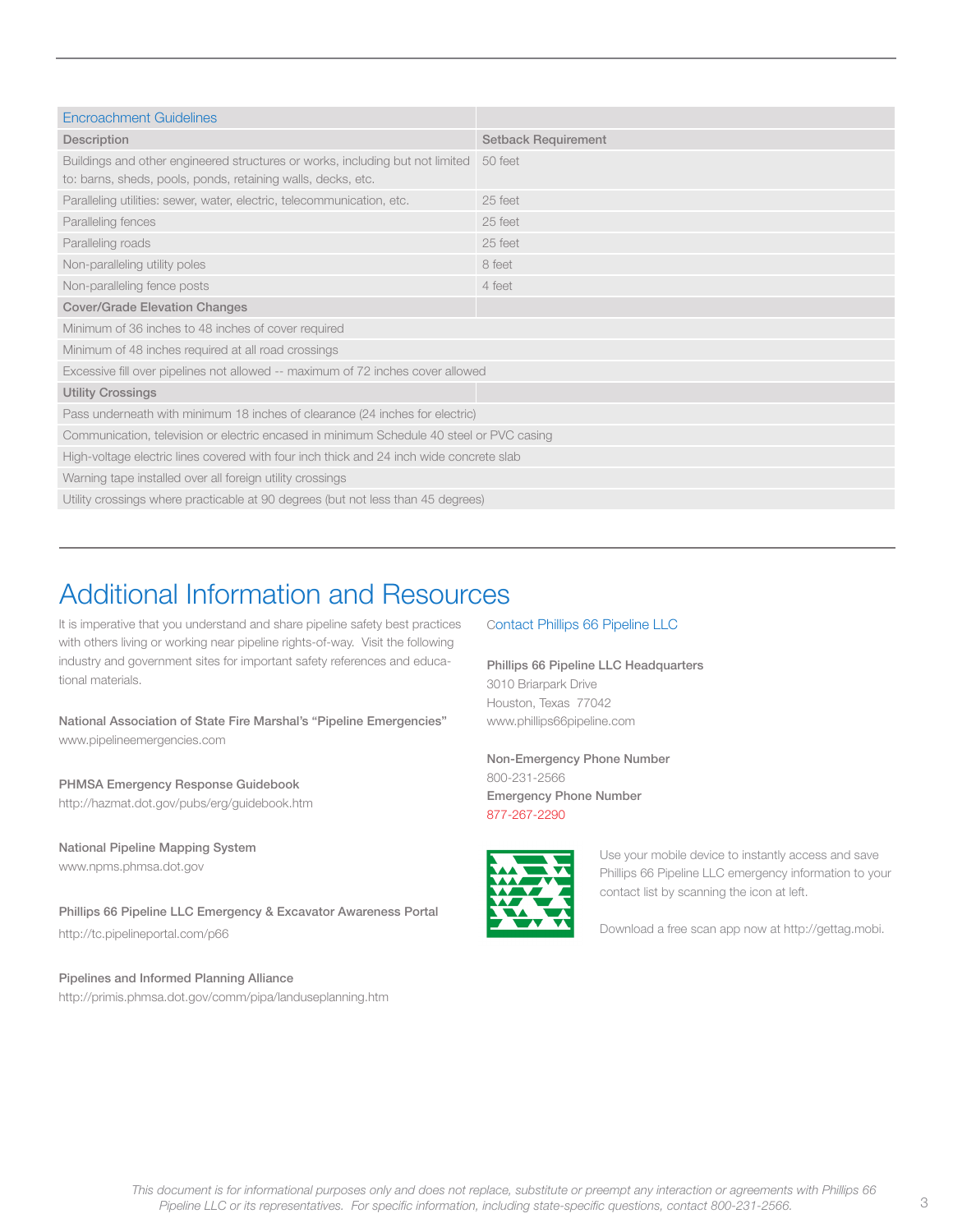| Encroachment Guidelines | |
|---|---|
| **Description** | **Setback Requirement** |
| Buildings and other engineered structures or works, including but not limited to: barns, sheds, pools, ponds, retaining walls, decks, etc. | 50 feet |
| Paralleling utilities: sewer, water, electric, telecommunication, etc. | 25 feet |
| Paralleling fences | 25 feet |
| Paralleling roads | 25 feet |
| Non-paralleling utility poles | 8 feet |
| Non-paralleling fence posts | 4 feet |
| **Cover/Grade Elevation Changes** | |
| Minimum of 36 inches to 48 inches of cover required | |
| Minimum of 48 inches required at all road crossings | |
| Excessive fill over pipelines not allowed -- maximum of 72 inches cover allowed | |
| **Utility Crossings** | |
| Pass underneath with minimum 18 inches of clearance (24 inches for electric) | |
| Communication, television or electric encased in minimum Schedule 40 steel or PVC casing | |
| High-voltage electric lines covered with four inch thick and 24 inch wide concrete slab | |
| Warning tape installed over all foreign utility crossings | |
| Utility crossings where practicable at 90 degrees (but not less than 45 degrees) | |

# Additional Information and Resources

It is imperative that you understand and share pipeline safety best practices with others living or working near pipeline rights-of-way. Visit the following industry and government sites for important safety references and educational materials.

**National Association of State Fire Marshal's "Pipeline Emergencies"**
www.pipelineemergencies.com

**PHMSA Emergency Response Guidebook**
http://hazmat.dot.gov/pubs/erg/guidebook.htm

**National Pipeline Mapping System**
www.npms.phmsa.dot.gov

**Phillips 66 Pipeline LLC Emergency & Excavator Awareness Portal**
http://tc.pipelineportal.com/p66

**Pipelines and Informed Planning Alliance**
http://primis.phmsa.dot.gov/comm/pipa/landuseplanning.htm

## Contact Phillips 66 Pipeline LLC

**Phillips 66 Pipeline LLC Headquarters**
3010 Briarpark Drive
Houston, Texas 77042
www.phillips66pipeline.com

**Non-Emergency Phone Number**
800-231-2566
**Emergency Phone Number**
877-267-2290

Use your mobile device to instantly access and save Phillips 66 Pipeline LLC emergency information to your contact list by scanning the icon at left.

Download a free scan app now at http://gettag.mobi.

*This document is for informational purposes only and does not replace, substitute or preempt any interaction or agreements with Phillips 66 Pipeline LLC or its representatives. For specific information, including state-specific questions, contact 800-231-2566.*